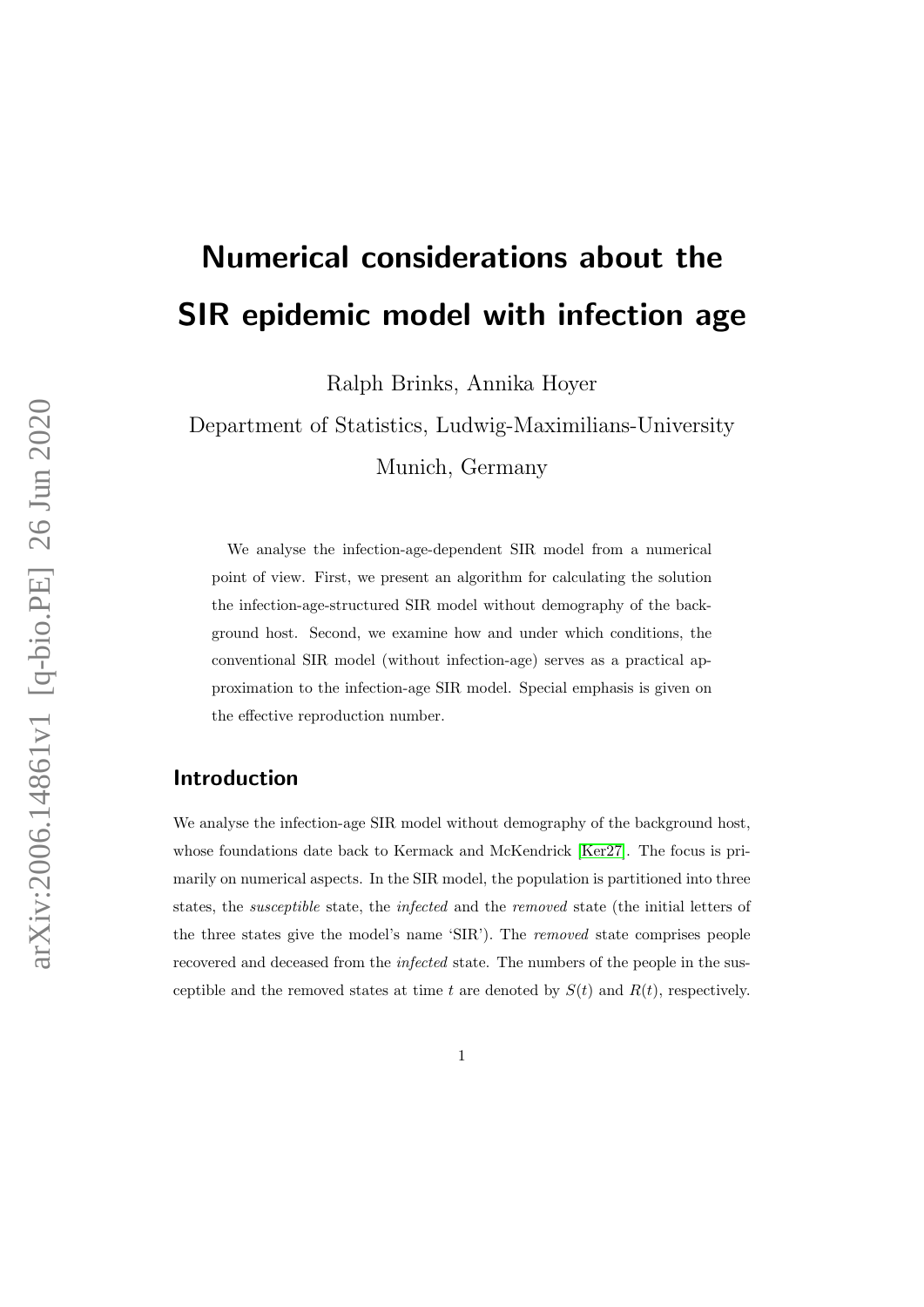# Numerical considerations about the SIR epidemic model with infection age

Ralph Brinks, Annika Hoyer

Department of Statistics, Ludwig-Maximilians-University

Munich, Germany

We analyse the infection-age-dependent SIR model from a numerical point of view. First, we present an algorithm for calculating the solution the infection-age-structured SIR model without demography of the background host. Second, we examine how and under which conditions, the conventional SIR model (without infection-age) serves as a practical approximation to the infection-age SIR model. Special emphasis is given on the effective reproduction number.

## Introduction

We analyse the infection-age SIR model without demography of the background host, whose foundations date back to Kermack and McKendrick [Ker27]. The focus is primarily on numerical aspects. In the SIR model, the population is partitioned into three states, the *susceptible* state, the *infected* and the *removed* state (the initial letters of the three states give the model's name 'SIR'). The *removed* state comprises people recovered and deceased from the *infected* state. The numbers of the people in the susceptible and the removed states at time $t$ are denoted by $S(t)$ and $R(t)$, respectively.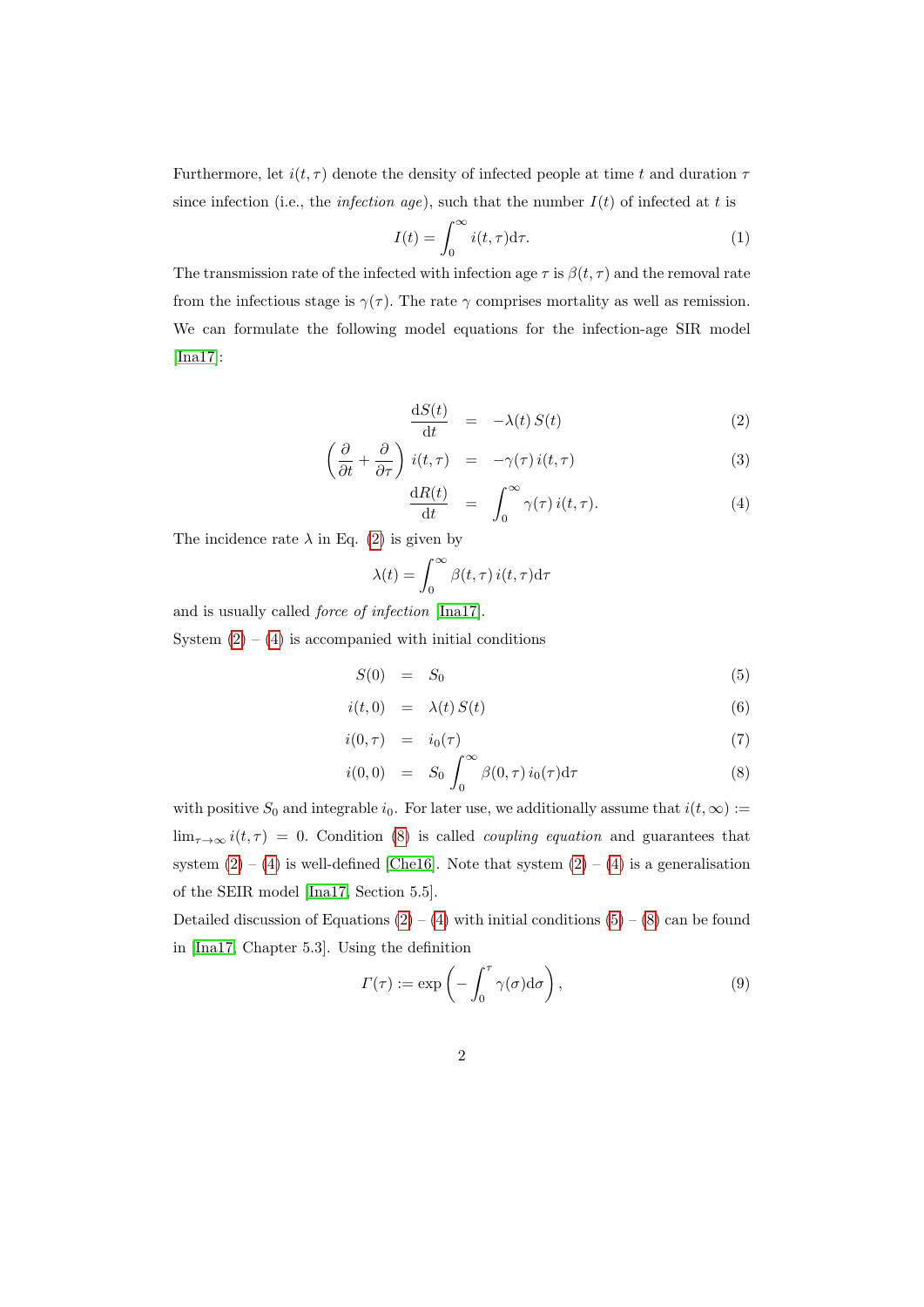Furthermore, let $i(t, \tau)$ denote the density of infected people at time $t$ and duration $\tau$ since infection (i.e., the *infection age*), such that the number $I(t)$ of infected at $t$ is

$$I(t) = \int_0^\infty i(t, \tau) \mathrm{d}\tau. \tag{1}$$

The transmission rate of the infected with infection age $\tau$ is $\beta(t, \tau)$ and the removal rate from the infectious stage is $\gamma(\tau)$. The rate $\gamma$ comprises mortality as well as remission. We can formulate the following model equations for the infection-age SIR model [Ina17]:

$$\frac{\mathrm{d}S(t)}{\mathrm{d}t} = -\lambda(t)\, S(t) \tag{2}$$

$$\left(\frac{\partial}{\partial t} + \frac{\partial}{\partial \tau}\right) i(t, \tau) = -\gamma(\tau)\, i(t, \tau) \tag{3}$$

$$\frac{\mathrm{d}R(t)}{\mathrm{d}t} = \int_0^\infty \gamma(\tau)\, i(t, \tau). \tag{4}$$

The incidence rate $\lambda$ in Eq. (2) is given by

$$\lambda(t) = \int_0^\infty \beta(t, \tau)\, i(t, \tau) \mathrm{d}\tau$$

and is usually called *force of infection* [Ina17].

System (2) – (4) is accompanied with initial conditions

$$S(0) = S_0 \tag{5}$$

$$i(t, 0) = \lambda(t)\, S(t) \tag{6}$$

$$i(0, \tau) = i_0(\tau) \tag{7}$$

$$i(0, 0) = S_0 \int_0^\infty \beta(0, \tau)\, i_0(\tau) \mathrm{d}\tau \tag{8}$$

with positive $S_0$ and integrable $i_0$. For later use, we additionally assume that $i(t, \infty) := \lim_{\tau \to \infty} i(t, \tau) = 0$. Condition (8) is called *coupling equation* and guarantees that system (2) – (4) is well-defined [Che16]. Note that system (2) – (4) is a generalisation of the SEIR model [Ina17, Section 5.5].

Detailed discussion of Equations (2) – (4) with initial conditions (5) – (8) can be found in [Ina17, Chapter 5.3]. Using the definition

$$\varGamma(\tau) := \exp\left(-\int_0^\tau \gamma(\sigma) \mathrm{d}\sigma\right), \tag{9}$$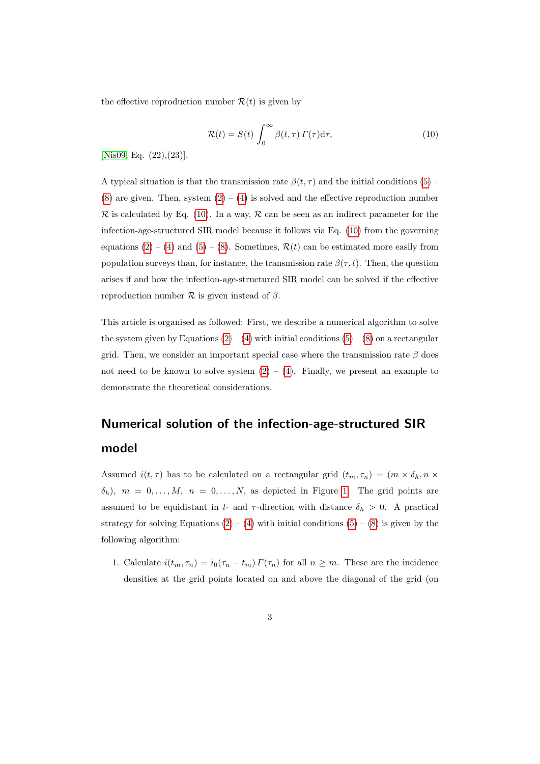the effective reproduction number $\mathcal{R}(t)$ is given by

$$\mathcal{R}(t) = S(t) \int_0^\infty \beta(t,\tau)\, \Gamma(\tau) \mathrm{d}\tau, \tag{10}$$

[Nis09, Eq. (22),(23)].

A typical situation is that the transmission rate $\beta(t,\tau)$ and the initial conditions (5) – (8) are given. Then, system (2) – (4) is solved and the effective reproduction number $\mathcal{R}$ is calculated by Eq. (10). In a way, $\mathcal{R}$ can be seen as an indirect parameter for the infection-age-structured SIR model because it follows via Eq. (10) from the governing equations (2) – (4) and (5) – (8). Sometimes, $\mathcal{R}(t)$ can be estimated more easily from population surveys than, for instance, the transmission rate $\beta(\tau, t)$. Then, the question arises if and how the infection-age-structured SIR model can be solved if the effective reproduction number $\mathcal{R}$ is given instead of $\beta$.

This article is organised as followed: First, we describe a numerical algorithm to solve the system given by Equations (2) – (4) with initial conditions (5) – (8) on a rectangular grid. Then, we consider an important special case where the transmission rate $\beta$ does not need to be known to solve system (2) – (4). Finally, we present an example to demonstrate the theoretical considerations.

## Numerical solution of the infection-age-structured SIR model

Assumed $i(t,\tau)$ has to be calculated on a rectangular grid $(t_m, \tau_n) = (m \times \delta_h, n \times \delta_h)$, $m = 0, \ldots, M$, $n = 0, \ldots, N$, as depicted in Figure 1. The grid points are assumed to be equidistant in $t$- and $\tau$-direction with distance $\delta_h > 0$. A practical strategy for solving Equations (2) – (4) with initial conditions (5) – (8) is given by the following algorithm:

1. Calculate $i(t_m, \tau_n) = i_0(\tau_n - t_m)\, \Gamma(\tau_n)$ for all $n \geq m$. These are the incidence densities at the grid points located on and above the diagonal of the grid (on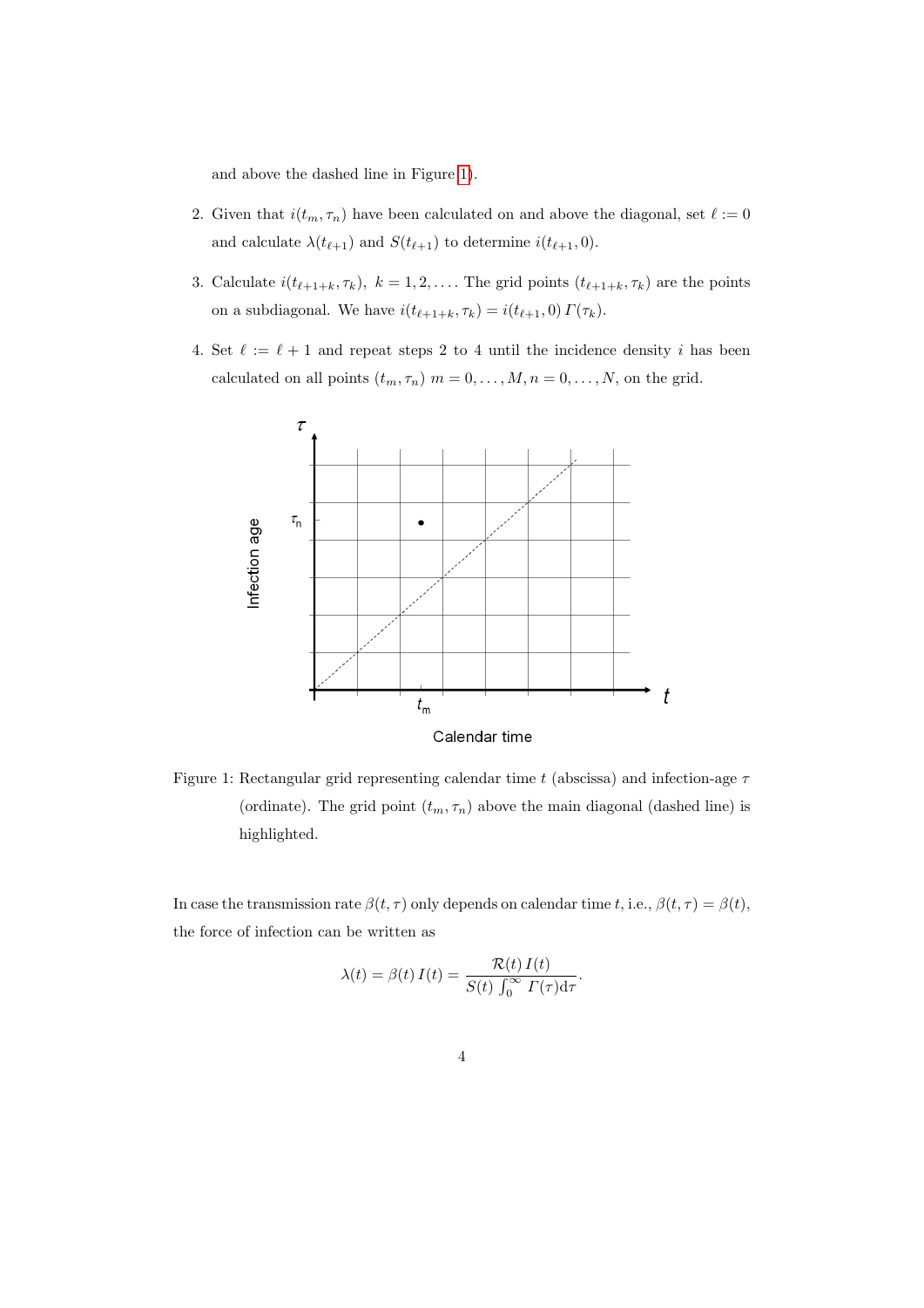and above the dashed line in Figure 1).

2. Given that $i(t_m, \tau_n)$ have been calculated on and above the diagonal, set $\ell := 0$ and calculate $\lambda(t_{\ell+1})$ and $S(t_{\ell+1})$ to determine $i(t_{\ell+1}, 0)$.

3. Calculate $i(t_{\ell+1+k}, \tau_k),\ k = 1, 2, \dots$. The grid points $(t_{\ell+1+k}, \tau_k)$ are the points on a subdiagonal. We have $i(t_{\ell+1+k}, \tau_k) = i(t_{\ell+1}, 0)\, \Gamma(\tau_k)$.

4. Set $\ell := \ell + 1$ and repeat steps 2 to 4 until the incidence density $i$ has been calculated on all points $(t_m, \tau_n)$ $m = 0, \dots, M, n = 0, \dots, N$, on the grid.

Figure 1: Rectangular grid representing calendar time $t$ (abscissa) and infection-age $\tau$ (ordinate). The grid point $(t_m, \tau_n)$ above the main diagonal (dashed line) is highlighted.

In case the transmission rate $\beta(t, \tau)$ only depends on calendar time $t$, i.e., $\beta(t, \tau) = \beta(t)$, the force of infection can be written as

$$\lambda(t) = \beta(t)\, I(t) = \frac{\mathcal{R}(t)\, I(t)}{S(t) \int_0^\infty \Gamma(\tau) \mathrm{d}\tau}.$$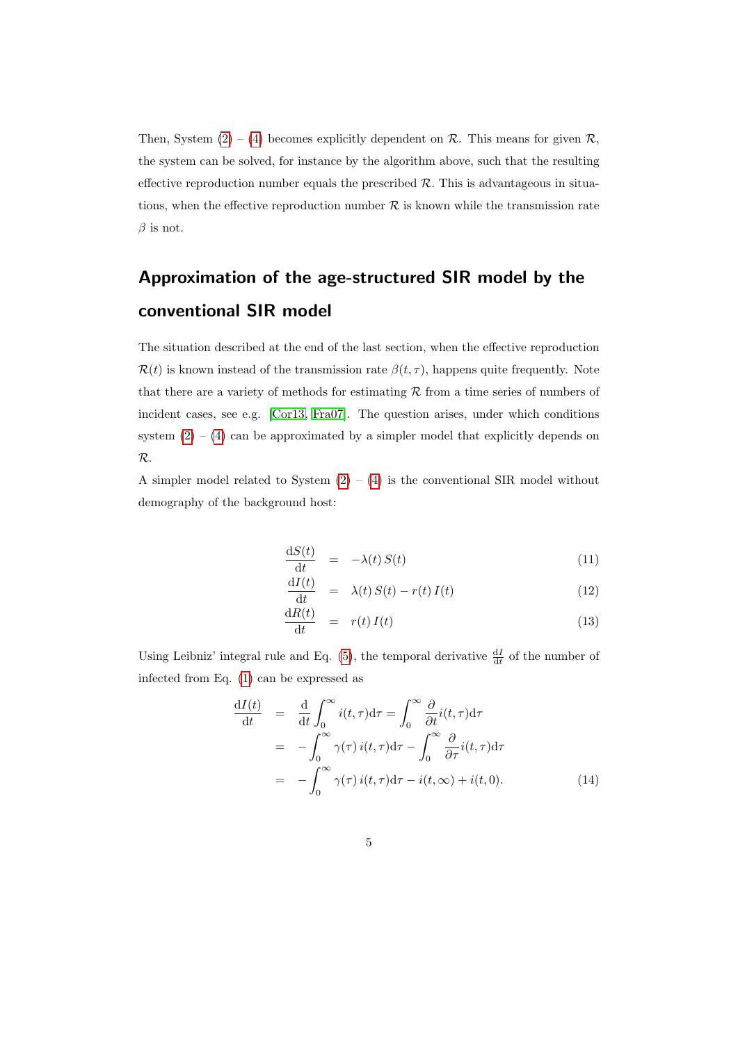Then, System (2) – (4) becomes explicitly dependent on $\mathcal{R}$. This means for given $\mathcal{R}$, the system can be solved, for instance by the algorithm above, such that the resulting effective reproduction number equals the prescribed $\mathcal{R}$. This is advantageous in situations, when the effective reproduction number $\mathcal{R}$ is known while the transmission rate $\beta$ is not.

## Approximation of the age-structured SIR model by the conventional SIR model

The situation described at the end of the last section, when the effective reproduction $\mathcal{R}(t)$ is known instead of the transmission rate $\beta(t, \tau)$, happens quite frequently. Note that there are a variety of methods for estimating $\mathcal{R}$ from a time series of numbers of incident cases, see e.g. [Cor13, Fra07]. The question arises, under which conditions system (2) – (4) can be approximated by a simpler model that explicitly depends on $\mathcal{R}$.

A simpler model related to System (2) – (4) is the conventional SIR model without demography of the background host:

$$
\begin{aligned}
\frac{\mathrm{d}S(t)}{\mathrm{d}t} &= -\lambda(t)\, S(t) &\quad (11)\\
\frac{\mathrm{d}I(t)}{\mathrm{d}t} &= \lambda(t)\, S(t) - r(t)\, I(t) &\quad (12)\\
\frac{\mathrm{d}R(t)}{\mathrm{d}t} &= r(t)\, I(t) &\quad (13)
\end{aligned}
$$

Using Leibniz' integral rule and Eq. (5), the temporal derivative $\frac{\mathrm{d}I}{\mathrm{d}t}$ of the number of infected from Eq. (1) can be expressed as

$$
\begin{aligned}
\frac{\mathrm{d}I(t)}{\mathrm{d}t} &= \frac{\mathrm{d}}{\mathrm{d}t}\int_0^\infty i(t,\tau)\mathrm{d}\tau = \int_0^\infty \frac{\partial}{\partial t} i(t,\tau)\mathrm{d}\tau \\
&= -\int_0^\infty \gamma(\tau)\, i(t,\tau)\mathrm{d}\tau - \int_0^\infty \frac{\partial}{\partial \tau} i(t,\tau)\mathrm{d}\tau \\
&= -\int_0^\infty \gamma(\tau)\, i(t,\tau)\mathrm{d}\tau - i(t,\infty) + i(t,0). &\quad (14)
\end{aligned}
$$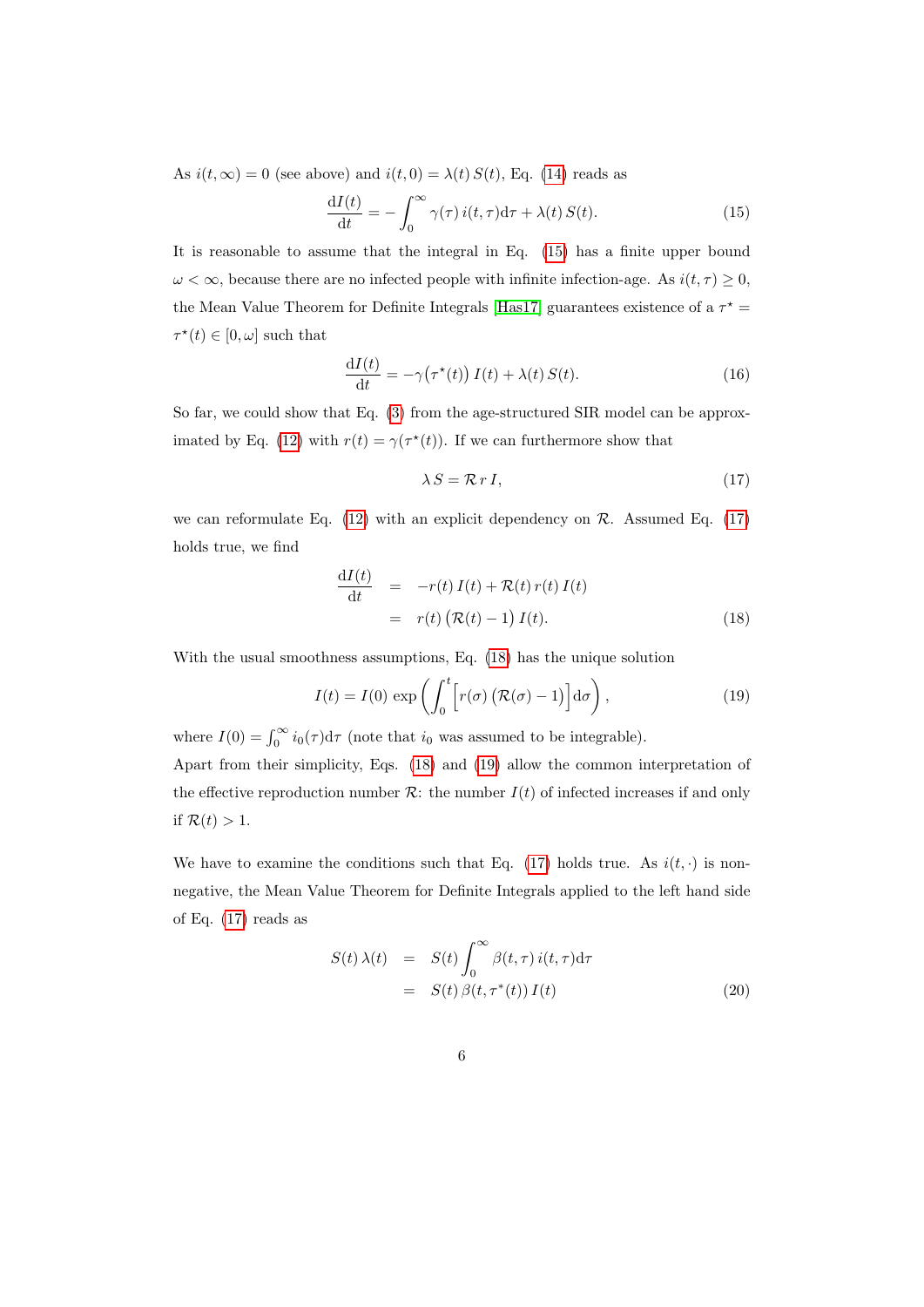As $i(t, \infty) = 0$ (see above) and $i(t, 0) = \lambda(t)\, S(t)$, Eq. (14) reads as

$$\frac{\mathrm{d}I(t)}{\mathrm{d}t} = -\int_0^\infty \gamma(\tau)\, i(t,\tau) \mathrm{d}\tau + \lambda(t)\, S(t). \tag{15}$$

It is reasonable to assume that the integral in Eq. (15) has a finite upper bound $\omega < \infty$, because there are no infected people with infinite infection-age. As $i(t, \tau) \geq 0$, the Mean Value Theorem for Definite Integrals [Has17] guarantees existence of a $\tau^\star = \tau^\star(t) \in [0, \omega]$ such that

$$\frac{\mathrm{d}I(t)}{\mathrm{d}t} = -\gamma\big(\tau^\star(t)\big)\, I(t) + \lambda(t)\, S(t). \tag{16}$$

So far, we could show that Eq. (3) from the age-structured SIR model can be approximated by Eq. (12) with $r(t) = \gamma(\tau^\star(t))$. If we can furthermore show that

$$\lambda\, S = \mathcal{R}\, r\, I, \tag{17}$$

we can reformulate Eq. (12) with an explicit dependency on $\mathcal{R}$. Assumed Eq. (17) holds true, we find

$$\begin{aligned} \frac{\mathrm{d}I(t)}{\mathrm{d}t} &= -r(t)\, I(t) + \mathcal{R}(t)\, r(t)\, I(t) \\ &= r(t)\, \big(\mathcal{R}(t) - 1\big)\, I(t). \end{aligned} \tag{18}$$

With the usual smoothness assumptions, Eq. (18) has the unique solution

$$I(t) = I(0)\, \exp\left( \int_0^t \Big[ r(\sigma)\, \big(\mathcal{R}(\sigma) - 1\big) \Big] \mathrm{d}\sigma \right), \tag{19}$$

where $I(0) = \int_0^\infty i_0(\tau) \mathrm{d}\tau$ (note that $i_0$ was assumed to be integrable).

Apart from their simplicity, Eqs. (18) and (19) allow the common interpretation of the effective reproduction number $\mathcal{R}$: the number $I(t)$ of infected increases if and only if $\mathcal{R}(t) > 1$.

We have to examine the conditions such that Eq. (17) holds true. As $i(t, \cdot)$ is nonnegative, the Mean Value Theorem for Definite Integrals applied to the left hand side of Eq. (17) reads as

$$\begin{aligned} S(t)\, \lambda(t) &= S(t) \int_0^\infty \beta(t, \tau)\, i(t, \tau) \mathrm{d}\tau \\ &= S(t)\, \beta(t, \tau^*(t))\, I(t) \end{aligned} \tag{20}$$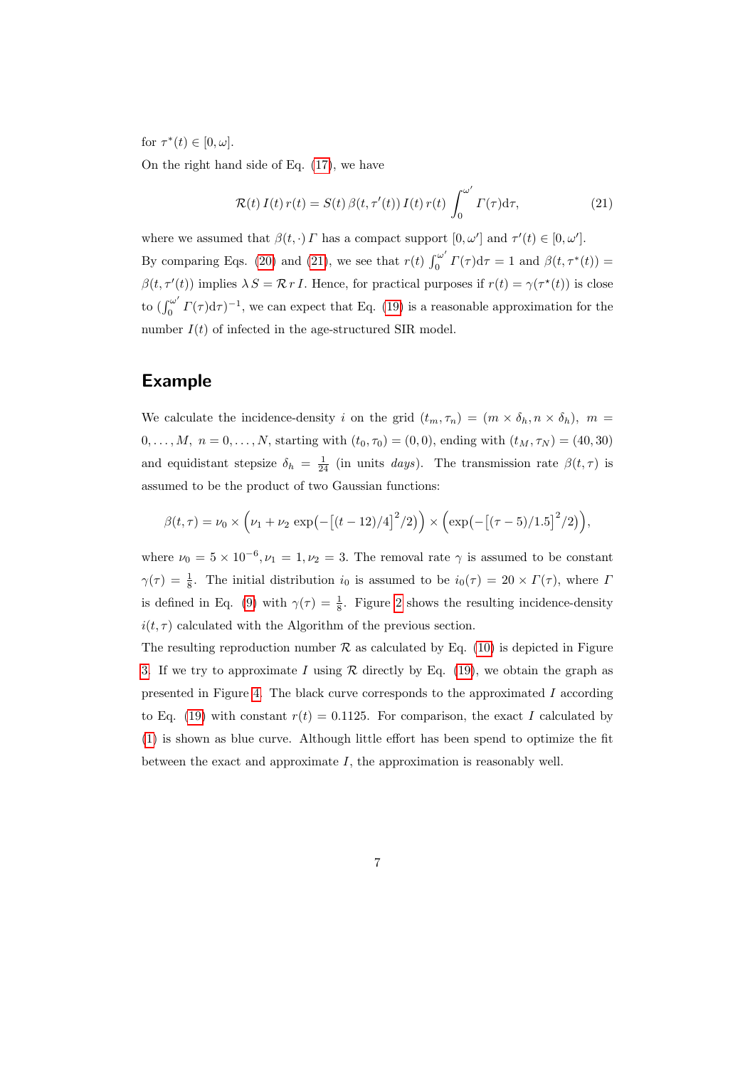for $\tau^*(t) \in [0, \omega]$.

On the right hand side of Eq. (17), we have

$$\mathcal{R}(t)\, I(t)\, r(t) = S(t)\, \beta(t, \tau'(t))\, I(t)\, r(t) \int_0^{\omega'} \varGamma(\tau) \mathrm{d}\tau, \tag{21}$$

where we assumed that $\beta(t, \cdot)\, \varGamma$ has a compact support $[0, \omega']$ and $\tau'(t) \in [0, \omega']$.

By comparing Eqs. (20) and (21), we see that $r(t) \int_0^{\omega'} \varGamma(\tau) \mathrm{d}\tau = 1$ and $\beta(t, \tau^*(t)) = \beta(t, \tau'(t))$ implies $\lambda\, S = \mathcal{R}\, r\, I$. Hence, for practical purposes if $r(t) = \gamma(\tau^\star(t))$ is close to $(\int_0^{\omega'} \varGamma(\tau) \mathrm{d}\tau)^{-1}$, we can expect that Eq. (19) is a reasonable approximation for the number $I(t)$ of infected in the age-structured SIR model.

## Example

We calculate the incidence-density $i$ on the grid $(t_m, \tau_n) = (m \times \delta_h, n \times \delta_h)$, $m = 0, \ldots, M$, $n = 0, \ldots, N$, starting with $(t_0, \tau_0) = (0, 0)$, ending with $(t_M, \tau_N) = (40, 30)$ and equidistant stepsize $\delta_h = \frac{1}{24}$ (in units *days*). The transmission rate $\beta(t, \tau)$ is assumed to be the product of two Gaussian functions:

$$\beta(t, \tau) = \nu_0 \times \Big(\nu_1 + \nu_2 \exp\big(-\big[(t - 12)/4\big]^2/2\big)\Big) \times \Big(\exp\big(-\big[(\tau - 5)/1.5\big]^2/2\big)\Big),$$

where $\nu_0 = 5 \times 10^{-6}, \nu_1 = 1, \nu_2 = 3$. The removal rate $\gamma$ is assumed to be constant $\gamma(\tau) = \frac{1}{8}$. The initial distribution $i_0$ is assumed to be $i_0(\tau) = 20 \times \varGamma(\tau)$, where $\varGamma$ is defined in Eq. (9) with $\gamma(\tau) = \frac{1}{8}$. Figure 2 shows the resulting incidence-density $i(t, \tau)$ calculated with the Algorithm of the previous section.

The resulting reproduction number $\mathcal{R}$ as calculated by Eq. (10) is depicted in Figure 3. If we try to approximate $I$ using $\mathcal{R}$ directly by Eq. (19), we obtain the graph as presented in Figure 4. The black curve corresponds to the approximated $I$ according to Eq. (19) with constant $r(t) = 0.1125$. For comparison, the exact $I$ calculated by (1) is shown as blue curve. Although little effort has been spend to optimize the fit between the exact and approximate $I$, the approximation is reasonably well.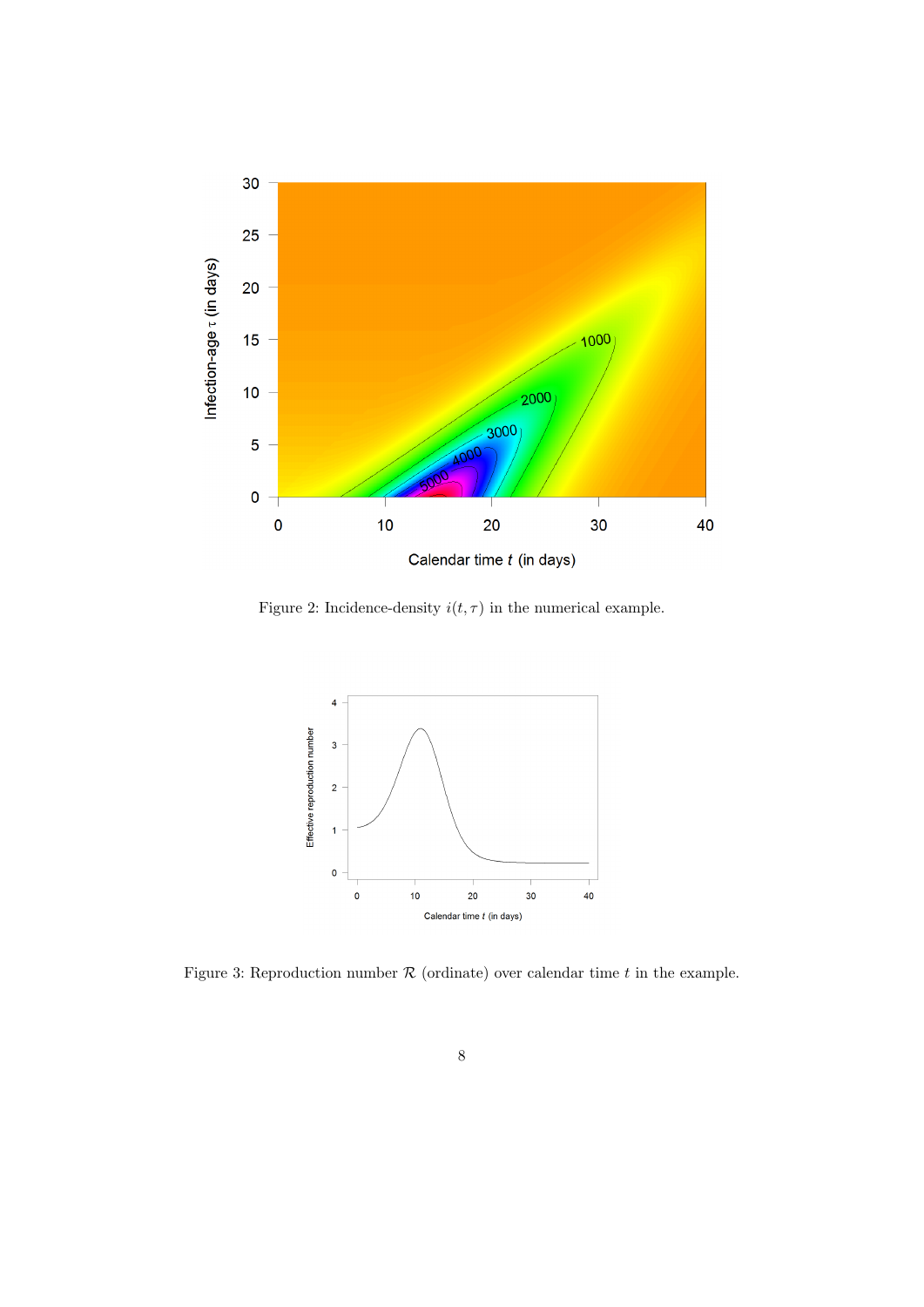Figure 2: Incidence-density $i(t, \tau)$ in the numerical example.

Figure 3: Reproduction number $\mathcal{R}$ (ordinate) over calendar time $t$ in the example.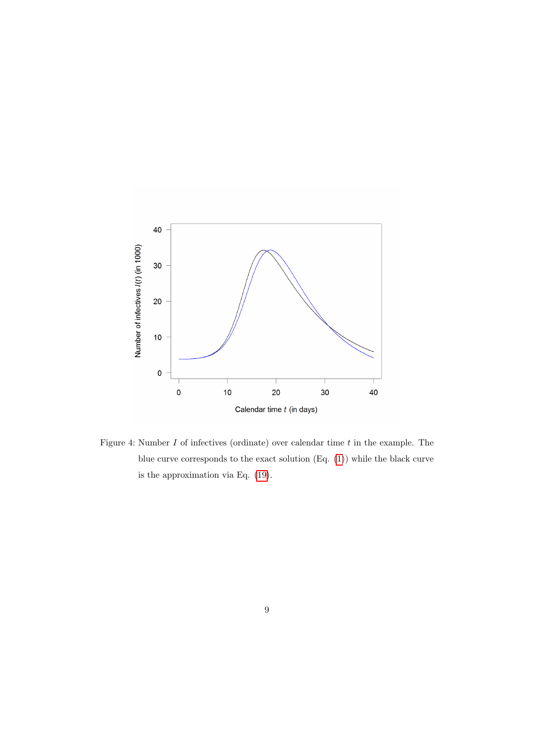Figure 4: Number $I$ of infectives (ordinate) over calendar time $t$ in the example. The blue curve corresponds to the exact solution (Eq. (1)) while the black curve is the approximation via Eq. (19).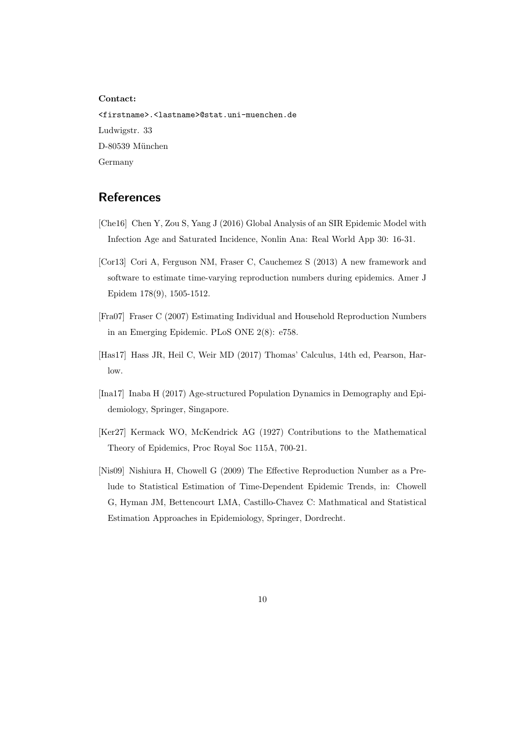**Contact:**

`<firstname>.<lastname>@stat.uni-muenchen.de`

Ludwigstr. 33

D-80539 München

Germany

## References

[Che16] Chen Y, Zou S, Yang J (2016) Global Analysis of an SIR Epidemic Model with Infection Age and Saturated Incidence, Nonlin Ana: Real World App 30: 16-31.

[Cor13] Cori A, Ferguson NM, Fraser C, Cauchemez S (2013) A new framework and software to estimate time-varying reproduction numbers during epidemics. Amer J Epidem 178(9), 1505-1512.

[Fra07] Fraser C (2007) Estimating Individual and Household Reproduction Numbers in an Emerging Epidemic. PLoS ONE 2(8): e758.

[Has17] Hass JR, Heil C, Weir MD (2017) Thomas' Calculus, 14th ed, Pearson, Harlow.

[Ina17] Inaba H (2017) Age-structured Population Dynamics in Demography and Epidemiology, Springer, Singapore.

[Ker27] Kermack WO, McKendrick AG (1927) Contributions to the Mathematical Theory of Epidemics, Proc Royal Soc 115A, 700-21.

[Nis09] Nishiura H, Chowell G (2009) The Effective Reproduction Number as a Prelude to Statistical Estimation of Time-Dependent Epidemic Trends, in: Chowell G, Hyman JM, Bettencourt LMA, Castillo-Chavez C: Mathmatical and Statistical Estimation Approaches in Epidemiology, Springer, Dordrecht.